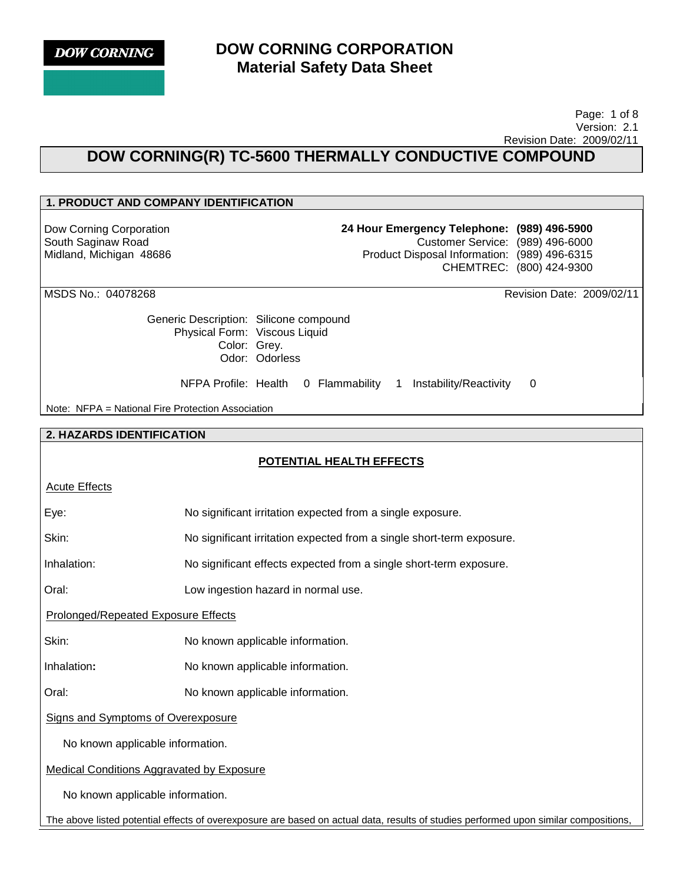**DOW CORNING**

# DOW CORNING CORPORATION
## Material Safety Data Sheet

Version: 2.1
Revision Date: 2009/02/11

# DOW CORNING(R) TC-5600 THERMALLY CONDUCTIVE COMPOUND

## 1. PRODUCT AND COMPANY IDENTIFICATION

Dow Corning Corporation
South Saginaw Road
Midland, Michigan 48686

**24 Hour Emergency Telephone: (989) 496-5900**
Customer Service: (989) 496-6000
Product Disposal Information: (989) 496-6315
CHEMTREC: (800) 424-9300

MSDS No.: 04078268

Revision Date: 2009/02/11

Generic Description: Silicone compound
Physical Form: Viscous Liquid
Color: Grey.
Odor: Odorless

NFPA Profile: Health 0 Flammability 1 Instability/Reactivity 0

Note: NFPA = National Fire Protection Association

## 2. HAZARDS IDENTIFICATION

### POTENTIAL HEALTH EFFECTS

**Acute Effects**

| | |
|---|---|
| Eye: | No significant irritation expected from a single exposure. |
| Skin: | No significant irritation expected from a single short-term exposure. |
| Inhalation: | No significant effects expected from a single short-term exposure. |
| Oral: | Low ingestion hazard in normal use. |

**Prolonged/Repeated Exposure Effects**

| | |
|---|---|
| Skin: | No known applicable information. |
| Inhalation: | No known applicable information. |
| Oral: | No known applicable information. |

**Signs and Symptoms of Overexposure**

No known applicable information.

**Medical Conditions Aggravated by Exposure**

No known applicable information.

The above listed potential effects of overexposure are based on actual data, results of studies performed upon similar compositions,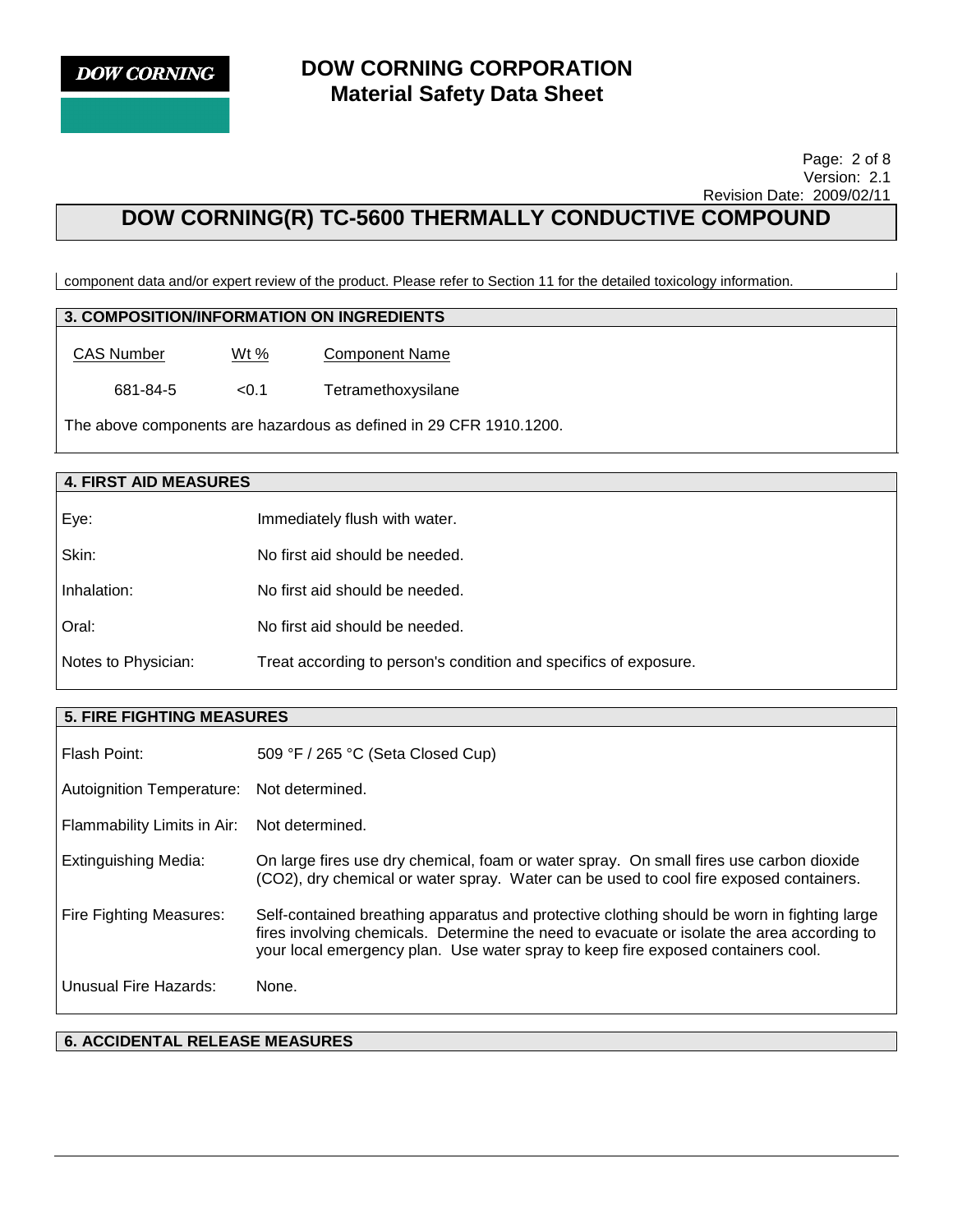component data and/or expert review of the product. Please refer to Section 11 for the detailed toxicology information.

## 3. COMPOSITION/INFORMATION ON INGREDIENTS

| CAS Number | Wt % | Component Name |
|---|---|---|
| 681-84-5 | <0.1 | Tetramethoxysilane |

The above components are hazardous as defined in 29 CFR 1910.1200.

## 4. FIRST AID MEASURES

| | |
|---|---|
| Eye: | Immediately flush with water. |
| Skin: | No first aid should be needed. |
| Inhalation: | No first aid should be needed. |
| Oral: | No first aid should be needed. |
| Notes to Physician: | Treat according to person's condition and specifics of exposure. |

## 5. FIRE FIGHTING MEASURES

| | |
|---|---|
| Flash Point: | 509 °F / 265 °C (Seta Closed Cup) |
| Autoignition Temperature: | Not determined. |
| Flammability Limits in Air: | Not determined. |
| Extinguishing Media: | On large fires use dry chemical, foam or water spray. On small fires use carbon dioxide (CO2), dry chemical or water spray. Water can be used to cool fire exposed containers. |
| Fire Fighting Measures: | Self-contained breathing apparatus and protective clothing should be worn in fighting large fires involving chemicals. Determine the need to evacuate or isolate the area according to your local emergency plan. Use water spray to keep fire exposed containers cool. |
| Unusual Fire Hazards: | None. |

## 6. ACCIDENTAL RELEASE MEASURES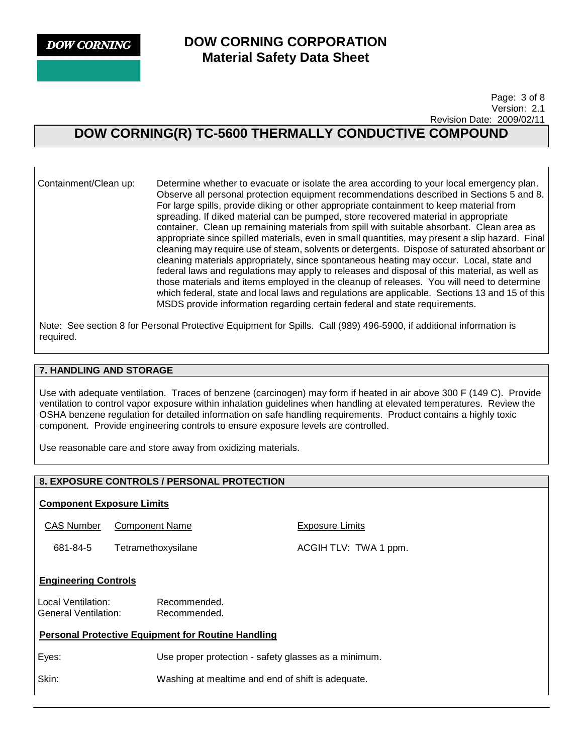Containment/Clean up: Determine whether to evacuate or isolate the area according to your local emergency plan. Observe all personal protection equipment recommendations described in Sections 5 and 8. For large spills, provide diking or other appropriate containment to keep material from spreading. If diked material can be pumped, store recovered material in appropriate container. Clean up remaining materials from spill with suitable absorbant. Clean area as appropriate since spilled materials, even in small quantities, may present a slip hazard. Final cleaning may require use of steam, solvents or detergents. Dispose of saturated absorbant or cleaning materials appropriately, since spontaneous heating may occur. Local, state and federal laws and regulations may apply to releases and disposal of this material, as well as those materials and items employed in the cleanup of releases. You will need to determine which federal, state and local laws and regulations are applicable. Sections 13 and 15 of this MSDS provide information regarding certain federal and state requirements.

Note: See section 8 for Personal Protective Equipment for Spills. Call (989) 496-5900, if additional information is required.

## 7. HANDLING AND STORAGE

Use with adequate ventilation. Traces of benzene (carcinogen) may form if heated in air above 300 F (149 C). Provide ventilation to control vapor exposure within inhalation guidelines when handling at elevated temperatures. Review the OSHA benzene regulation for detailed information on safe handling requirements. Product contains a highly toxic component. Provide engineering controls to ensure exposure levels are controlled.

Use reasonable care and store away from oxidizing materials.

## 8. EXPOSURE CONTROLS / PERSONAL PROTECTION

**Component Exposure Limits**

| CAS Number | Component Name | Exposure Limits |
|---|---|---|
| 681-84-5 | Tetramethoxysilane | ACGIH TLV: TWA 1 ppm. |

**Engineering Controls**

Local Ventilation: Recommended.
General Ventilation: Recommended.

**Personal Protective Equipment for Routine Handling**

Eyes: Use proper protection - safety glasses as a minimum.

Skin: Washing at mealtime and end of shift is adequate.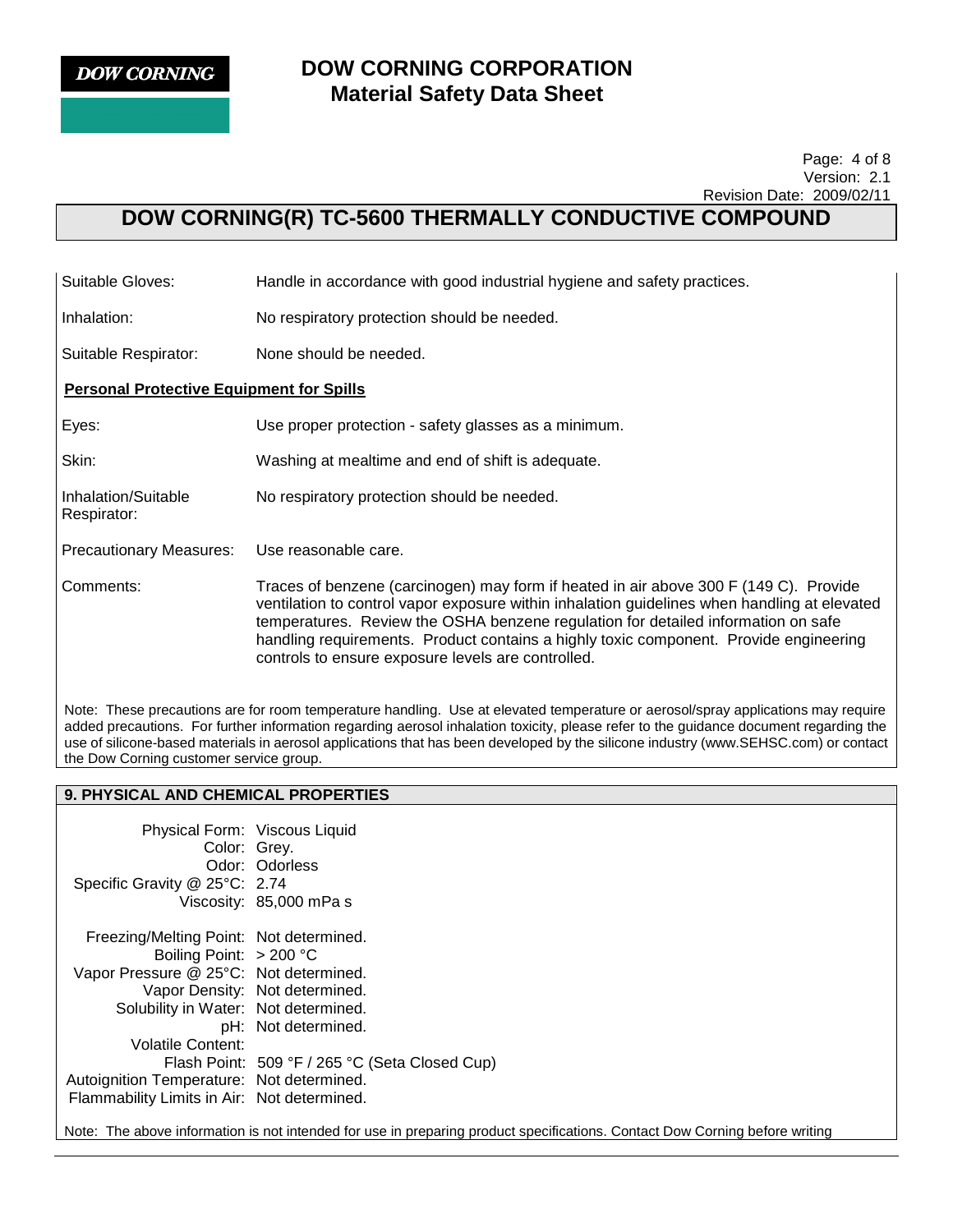| | |
|---|---|
| Suitable Gloves: | Handle in accordance with good industrial hygiene and safety practices. |
| Inhalation: | No respiratory protection should be needed. |
| Suitable Respirator: | None should be needed. |

**Personal Protective Equipment for Spills**

| | |
|---|---|
| Eyes: | Use proper protection - safety glasses as a minimum. |
| Skin: | Washing at mealtime and end of shift is adequate. |
| Inhalation/Suitable Respirator: | No respiratory protection should be needed. |
| Precautionary Measures: | Use reasonable care. |
| Comments: | Traces of benzene (carcinogen) may form if heated in air above 300 F (149 C). Provide ventilation to control vapor exposure within inhalation guidelines when handling at elevated temperatures. Review the OSHA benzene regulation for detailed information on safe handling requirements. Product contains a highly toxic component. Provide engineering controls to ensure exposure levels are controlled. |

Note: These precautions are for room temperature handling. Use at elevated temperature or aerosol/spray applications may require added precautions. For further information regarding aerosol inhalation toxicity, please refer to the guidance document regarding the use of silicone-based materials in aerosol applications that has been developed by the silicone industry (www.SEHSC.com) or contact the Dow Corning customer service group.

## 9. PHYSICAL AND CHEMICAL PROPERTIES

| | |
|---|---|
| Physical Form: | Viscous Liquid |
| Color: | Grey. |
| Odor: | Odorless |
| Specific Gravity @ 25°C: | 2.74 |
| Viscosity: | 85,000 mPa s |
| Freezing/Melting Point: | Not determined. |
| Boiling Point: | > 200 °C |
| Vapor Pressure @ 25°C: | Not determined. |
| Vapor Density: | Not determined. |
| Solubility in Water: | Not determined. |
| pH: | Not determined. |
| Volatile Content: | |
| Flash Point: | 509 °F / 265 °C (Seta Closed Cup) |
| Autoignition Temperature: | Not determined. |
| Flammability Limits in Air: | Not determined. |

Note: The above information is not intended for use in preparing product specifications. Contact Dow Corning before writing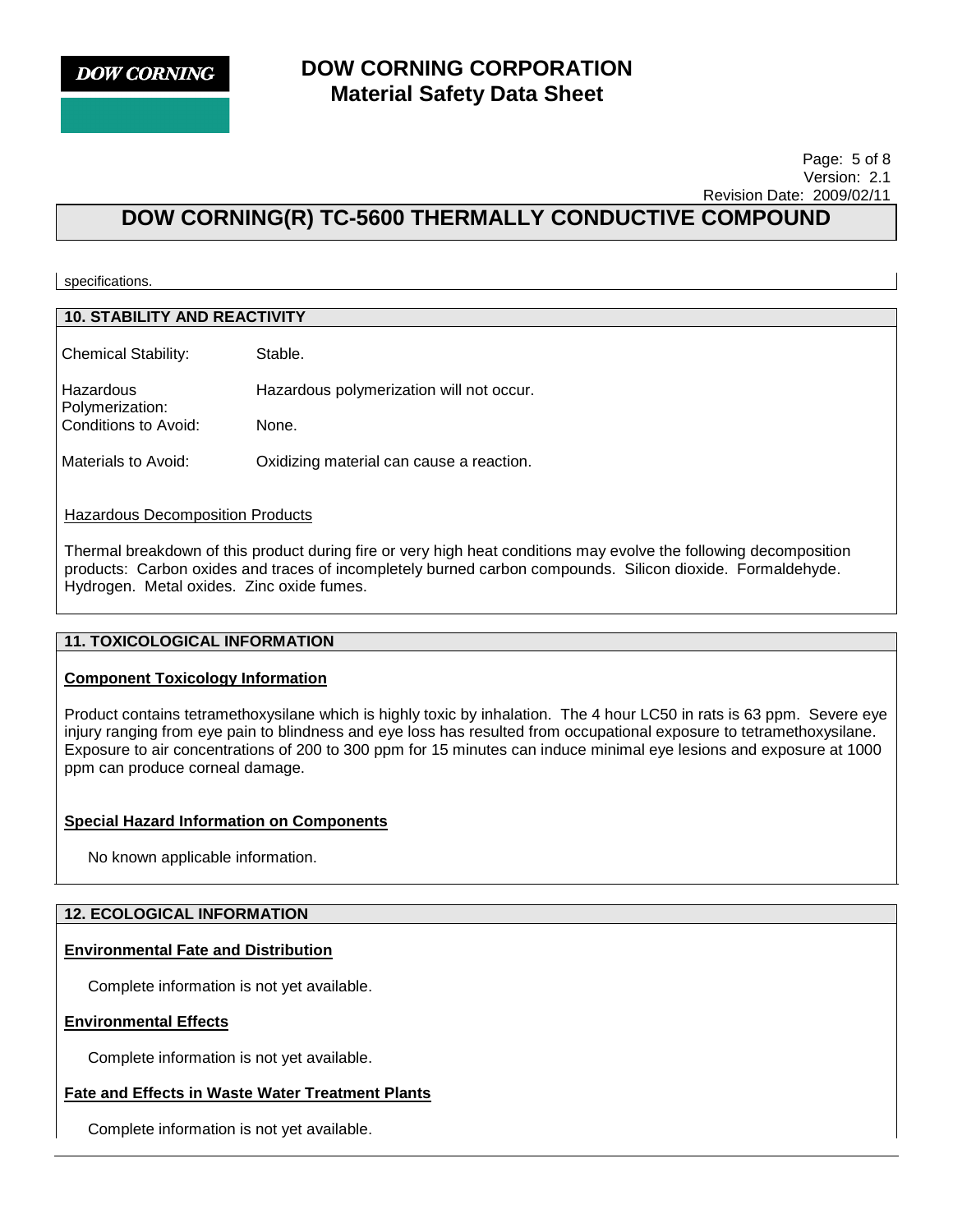specifications.

## 10. STABILITY AND REACTIVITY

| | |
|---|---|
| Chemical Stability: | Stable. |
| Hazardous Polymerization: | Hazardous polymerization will not occur. |
| Conditions to Avoid: | None. |
| Materials to Avoid: | Oxidizing material can cause a reaction. |

Hazardous Decomposition Products

Thermal breakdown of this product during fire or very high heat conditions may evolve the following decomposition products: Carbon oxides and traces of incompletely burned carbon compounds. Silicon dioxide. Formaldehyde. Hydrogen. Metal oxides. Zinc oxide fumes.

## 11. TOXICOLOGICAL INFORMATION

**Component Toxicology Information**

Product contains tetramethoxysilane which is highly toxic by inhalation. The 4 hour LC50 in rats is 63 ppm. Severe eye injury ranging from eye pain to blindness and eye loss has resulted from occupational exposure to tetramethoxysilane. Exposure to air concentrations of 200 to 300 ppm for 15 minutes can induce minimal eye lesions and exposure at 1000 ppm can produce corneal damage.

**Special Hazard Information on Components**

No known applicable information.

## 12. ECOLOGICAL INFORMATION

**Environmental Fate and Distribution**

Complete information is not yet available.

**Environmental Effects**

Complete information is not yet available.

**Fate and Effects in Waste Water Treatment Plants**

Complete information is not yet available.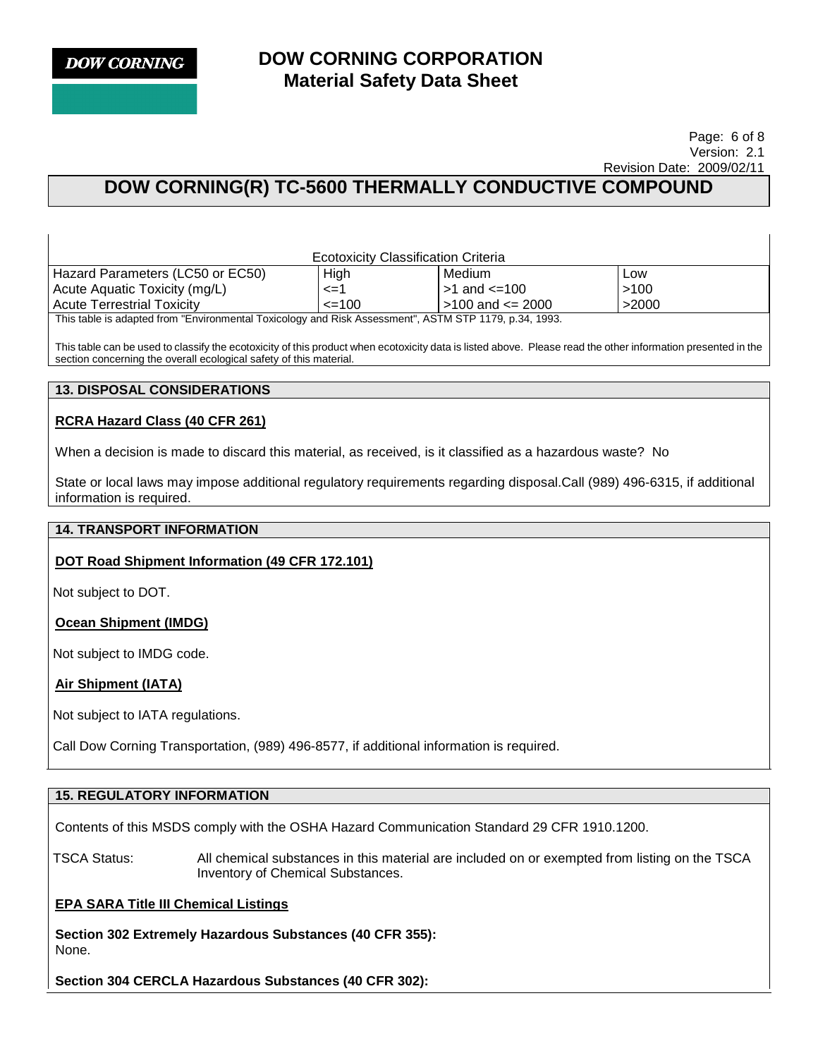| Ecotoxicity Classification Criteria | | | |
|---|---|---|---|
| Hazard Parameters (LC50 or EC50) | High | Medium | Low |
| Acute Aquatic Toxicity (mg/L) | <=1 | >1 and <=100 | >100 |
| Acute Terrestrial Toxicity | <=100 | >100 and <= 2000 | >2000 |

This table is adapted from "Environmental Toxicology and Risk Assessment", ASTM STP 1179, p.34, 1993.

This table can be used to classify the ecotoxicity of this product when ecotoxicity data is listed above. Please read the other information presented in the section concerning the overall ecological safety of this material.

## 13. DISPOSAL CONSIDERATIONS

**RCRA Hazard Class (40 CFR 261)**

When a decision is made to discard this material, as received, is it classified as a hazardous waste? No

State or local laws may impose additional regulatory requirements regarding disposal.Call (989) 496-6315, if additional information is required.

## 14. TRANSPORT INFORMATION

**DOT Road Shipment Information (49 CFR 172.101)**

Not subject to DOT.

**Ocean Shipment (IMDG)**

Not subject to IMDG code.

**Air Shipment (IATA)**

Not subject to IATA regulations.

Call Dow Corning Transportation, (989) 496-8577, if additional information is required.

## 15. REGULATORY INFORMATION

Contents of this MSDS comply with the OSHA Hazard Communication Standard 29 CFR 1910.1200.

TSCA Status: All chemical substances in this material are included on or exempted from listing on the TSCA Inventory of Chemical Substances.

**EPA SARA Title III Chemical Listings**

**Section 302 Extremely Hazardous Substances (40 CFR 355):**
None.

**Section 304 CERCLA Hazardous Substances (40 CFR 302):**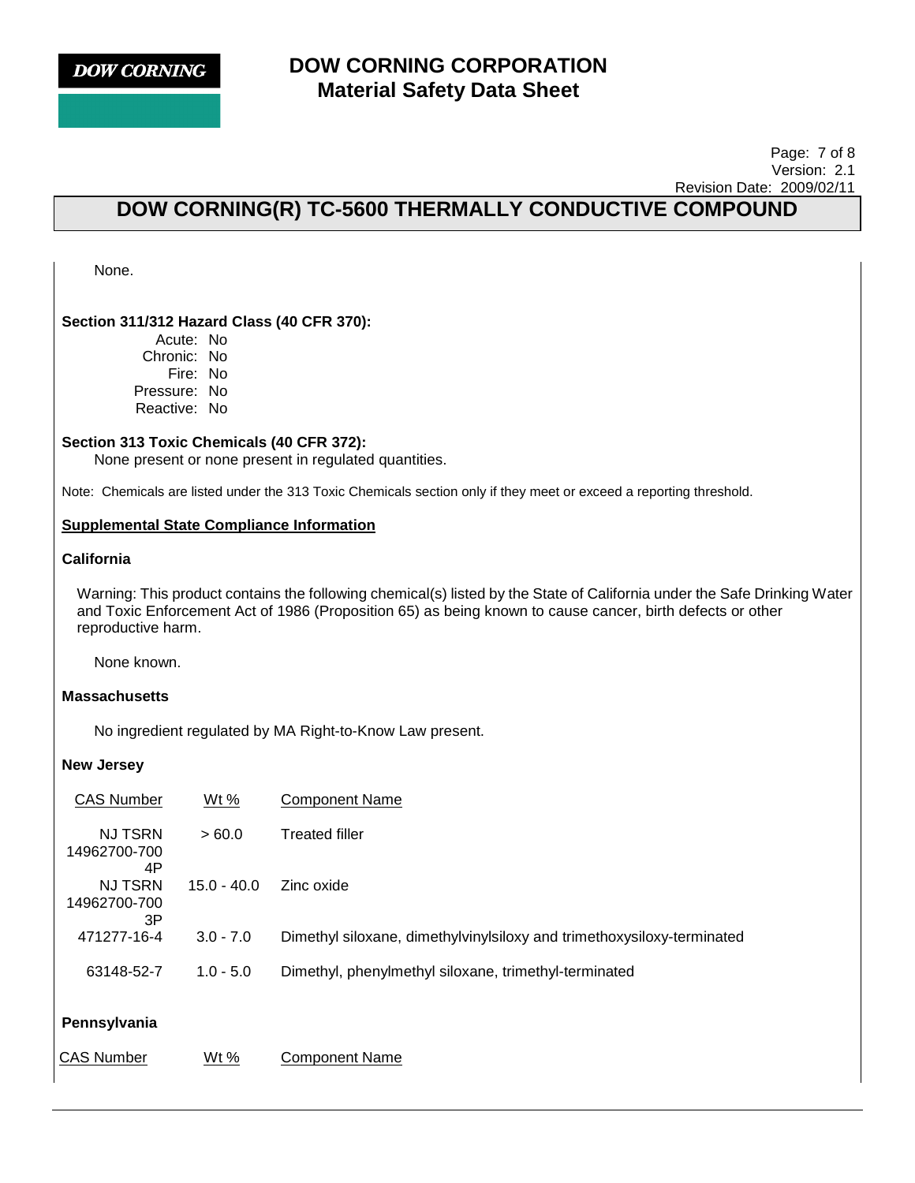None.

**Section 311/312 Hazard Class (40 CFR 370):**

Acute: No
Chronic: No
Fire: No
Pressure: No
Reactive: No

**Section 313 Toxic Chemicals (40 CFR 372):**

None present or none present in regulated quantities.

Note: Chemicals are listed under the 313 Toxic Chemicals section only if they meet or exceed a reporting threshold.

## Supplemental State Compliance Information

### California

Warning: This product contains the following chemical(s) listed by the State of California under the Safe Drinking Water and Toxic Enforcement Act of 1986 (Proposition 65) as being known to cause cancer, birth defects or other reproductive harm.

None known.

### Massachusetts

No ingredient regulated by MA Right-to-Know Law present.

### New Jersey

| CAS Number | Wt % | Component Name |
|---|---|---|
| NJ TSRN 14962700-7004P | > 60.0 | Treated filler |
| NJ TSRN 14962700-7003P | 15.0 - 40.0 | Zinc oxide |
| 471277-16-4 | 3.0 - 7.0 | Dimethyl siloxane, dimethylvinylsiloxy and trimethoxysiloxy-terminated |
| 63148-52-7 | 1.0 - 5.0 | Dimethyl, phenylmethyl siloxane, trimethyl-terminated |

### Pennsylvania

| CAS Number | Wt % | Component Name |
|---|---|---|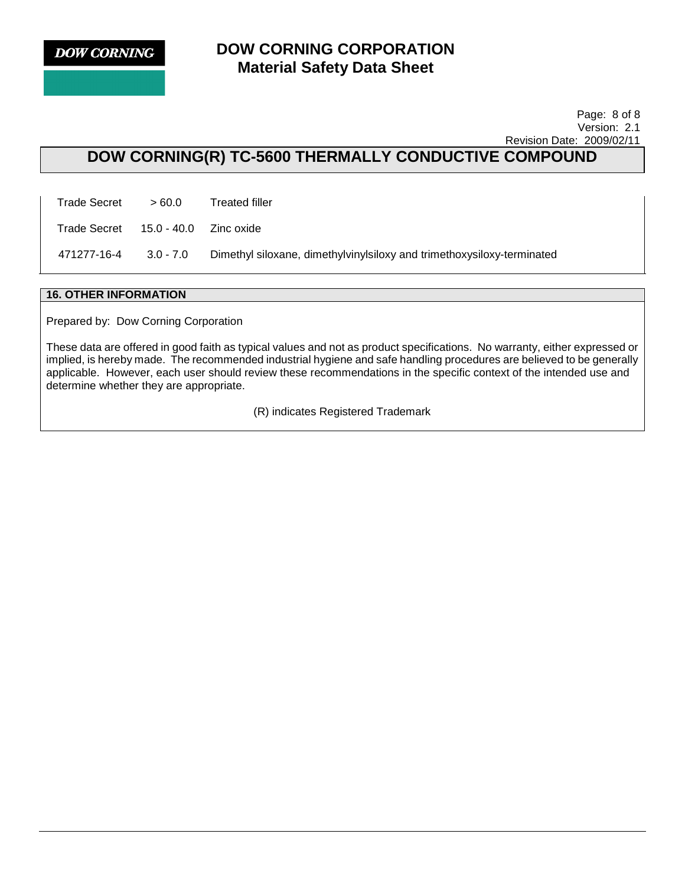| | | |
|---|---|---|
| Trade Secret | > 60.0 | Treated filler |
| Trade Secret | 15.0 - 40.0 | Zinc oxide |
| 471277-16-4 | 3.0 - 7.0 | Dimethyl siloxane, dimethylvinylsiloxy and trimethoxysiloxy-terminated |

## 16. OTHER INFORMATION

Prepared by: Dow Corning Corporation

These data are offered in good faith as typical values and not as product specifications. No warranty, either expressed or implied, is hereby made. The recommended industrial hygiene and safe handling procedures are believed to be generally applicable. However, each user should review these recommendations in the specific context of the intended use and determine whether they are appropriate.

(R) indicates Registered Trademark